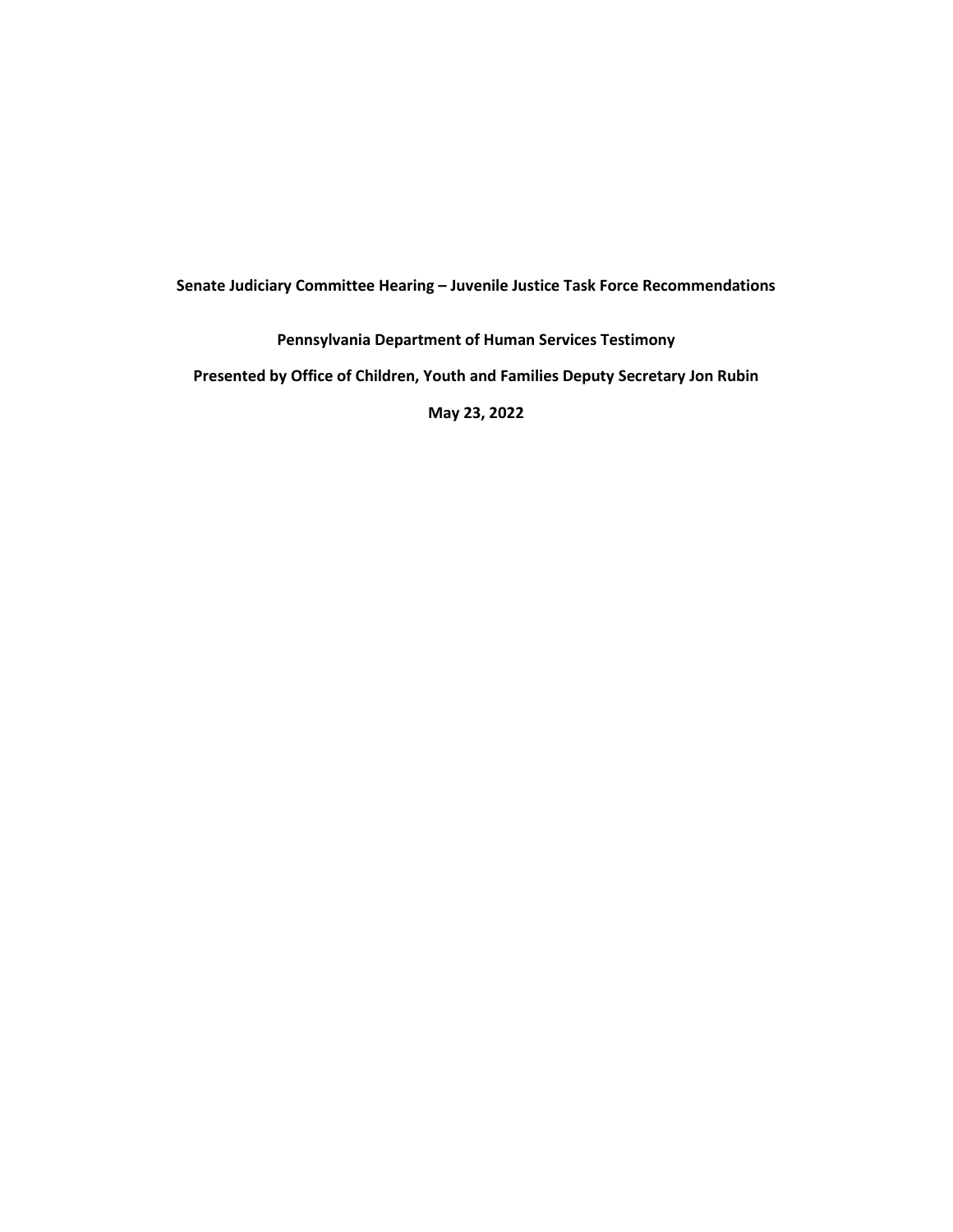**Senate Judiciary Committee Hearing – Juvenile Justice Task Force Recommendations**

**Pennsylvania Department of Human Services Testimony**

**Presented by Office of Children, Youth and Families Deputy Secretary Jon Rubin**

**May 23, 2022**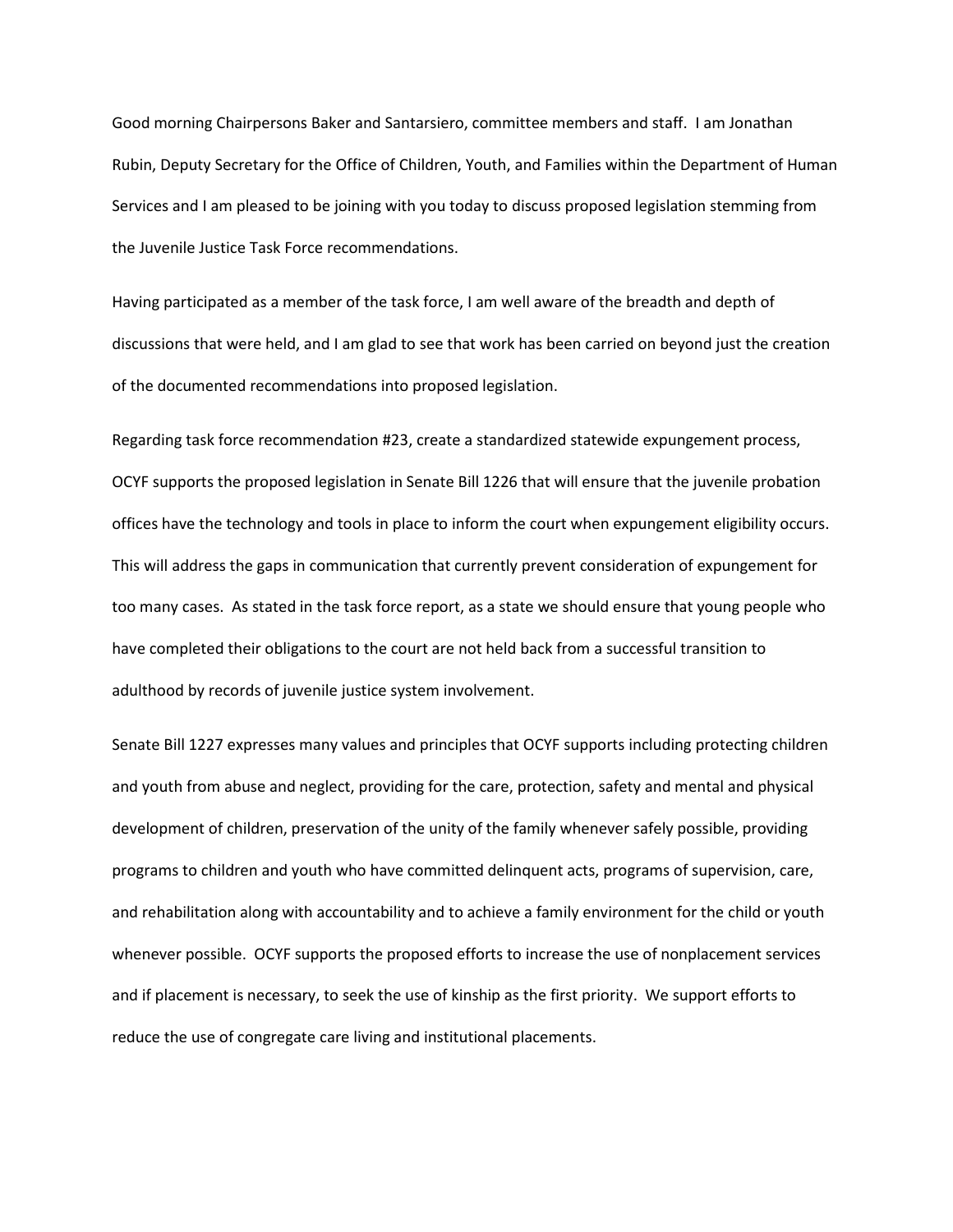Good morning Chairpersons Baker and Santarsiero, committee members and staff. I am Jonathan Rubin, Deputy Secretary for the Office of Children, Youth, and Families within the Department of Human Services and I am pleased to be joining with you today to discuss proposed legislation stemming from the Juvenile Justice Task Force recommendations.

Having participated as a member of the task force, I am well aware of the breadth and depth of discussions that were held, and I am glad to see that work has been carried on beyond just the creation of the documented recommendations into proposed legislation.

Regarding task force recommendation #23, create a standardized statewide expungement process, OCYF supports the proposed legislation in Senate Bill 1226 that will ensure that the juvenile probation offices have the technology and tools in place to inform the court when expungement eligibility occurs. This will address the gaps in communication that currently prevent consideration of expungement for too many cases. As stated in the task force report, as a state we should ensure that young people who have completed their obligations to the court are not held back from a successful transition to adulthood by records of juvenile justice system involvement.

Senate Bill 1227 expresses many values and principles that OCYF supports including protecting children and youth from abuse and neglect, providing for the care, protection, safety and mental and physical development of children, preservation of the unity of the family whenever safely possible, providing programs to children and youth who have committed delinquent acts, programs of supervision, care, and rehabilitation along with accountability and to achieve a family environment for the child or youth whenever possible. OCYF supports the proposed efforts to increase the use of nonplacement services and if placement is necessary, to seek the use of kinship as the first priority. We support efforts to reduce the use of congregate care living and institutional placements.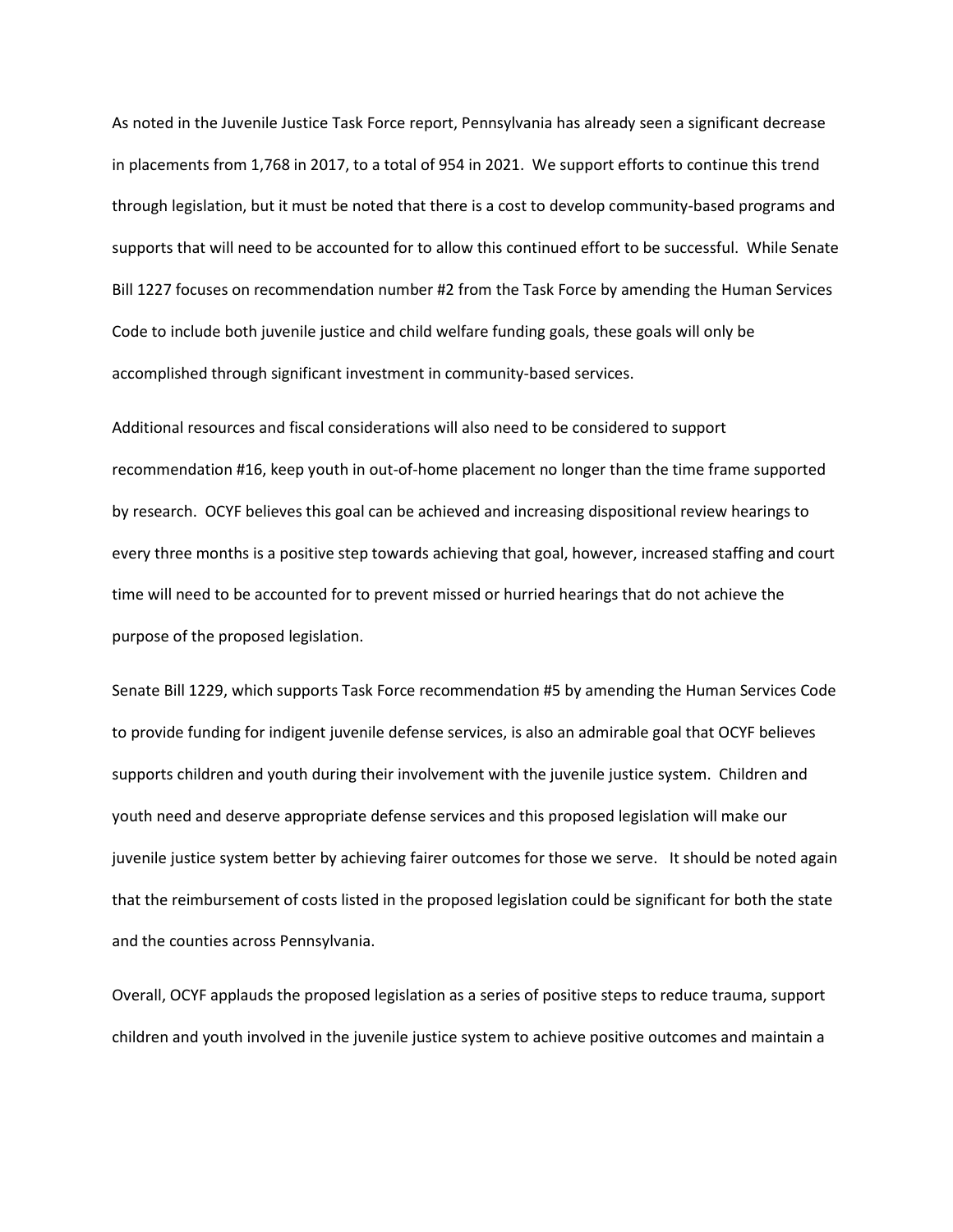As noted in the Juvenile Justice Task Force report, Pennsylvania has already seen a significant decrease in placements from 1,768 in 2017, to a total of 954 in 2021. We support efforts to continue this trend through legislation, but it must be noted that there is a cost to develop community-based programs and supports that will need to be accounted for to allow this continued effort to be successful. While Senate Bill 1227 focuses on recommendation number #2 from the Task Force by amending the Human Services Code to include both juvenile justice and child welfare funding goals, these goals will only be accomplished through significant investment in community-based services.

Additional resources and fiscal considerations will also need to be considered to support recommendation #16, keep youth in out-of-home placement no longer than the time frame supported by research. OCYF believes this goal can be achieved and increasing dispositional review hearings to every three months is a positive step towards achieving that goal, however, increased staffing and court time will need to be accounted for to prevent missed or hurried hearings that do not achieve the purpose of the proposed legislation.

Senate Bill 1229, which supports Task Force recommendation #5 by amending the Human Services Code to provide funding for indigent juvenile defense services, is also an admirable goal that OCYF believes supports children and youth during their involvement with the juvenile justice system. Children and youth need and deserve appropriate defense services and this proposed legislation will make our juvenile justice system better by achieving fairer outcomes for those we serve. It should be noted again that the reimbursement of costs listed in the proposed legislation could be significant for both the state and the counties across Pennsylvania.

Overall, OCYF applauds the proposed legislation as a series of positive steps to reduce trauma, support children and youth involved in the juvenile justice system to achieve positive outcomes and maintain a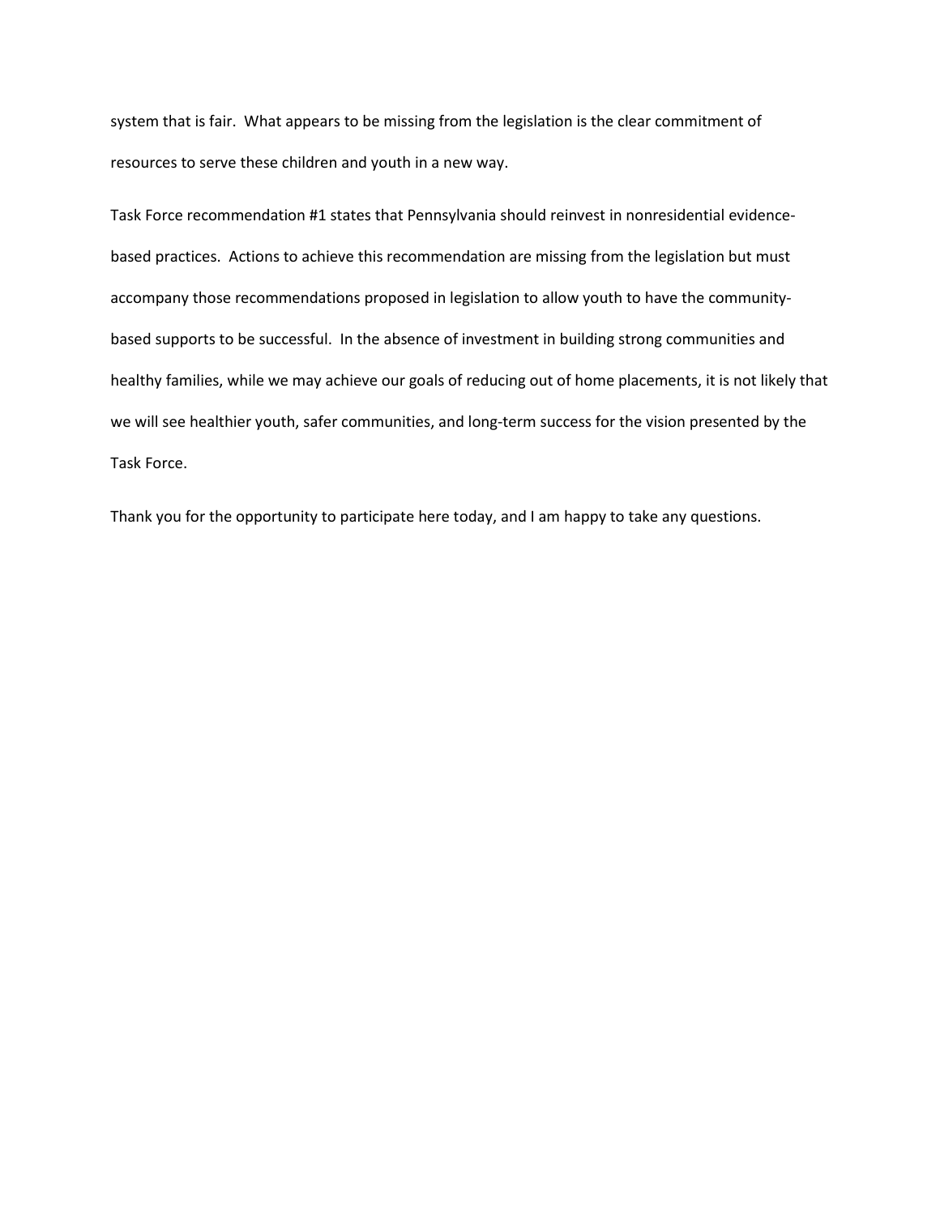system that is fair. What appears to be missing from the legislation is the clear commitment of resources to serve these children and youth in a new way.

Task Force recommendation #1 states that Pennsylvania should reinvest in nonresidential evidence-based practices. Actions to achieve this recommendation are missing from the legislation but must accompany those recommendations proposed in legislation to allow youth to have the community-based supports to be successful. In the absence of investment in building strong communities and healthy families, while we may achieve our goals of reducing out of home placements, it is not likely that we will see healthier youth, safer communities, and long-term success for the vision presented by the Task Force.

Thank you for the opportunity to participate here today, and I am happy to take any questions.